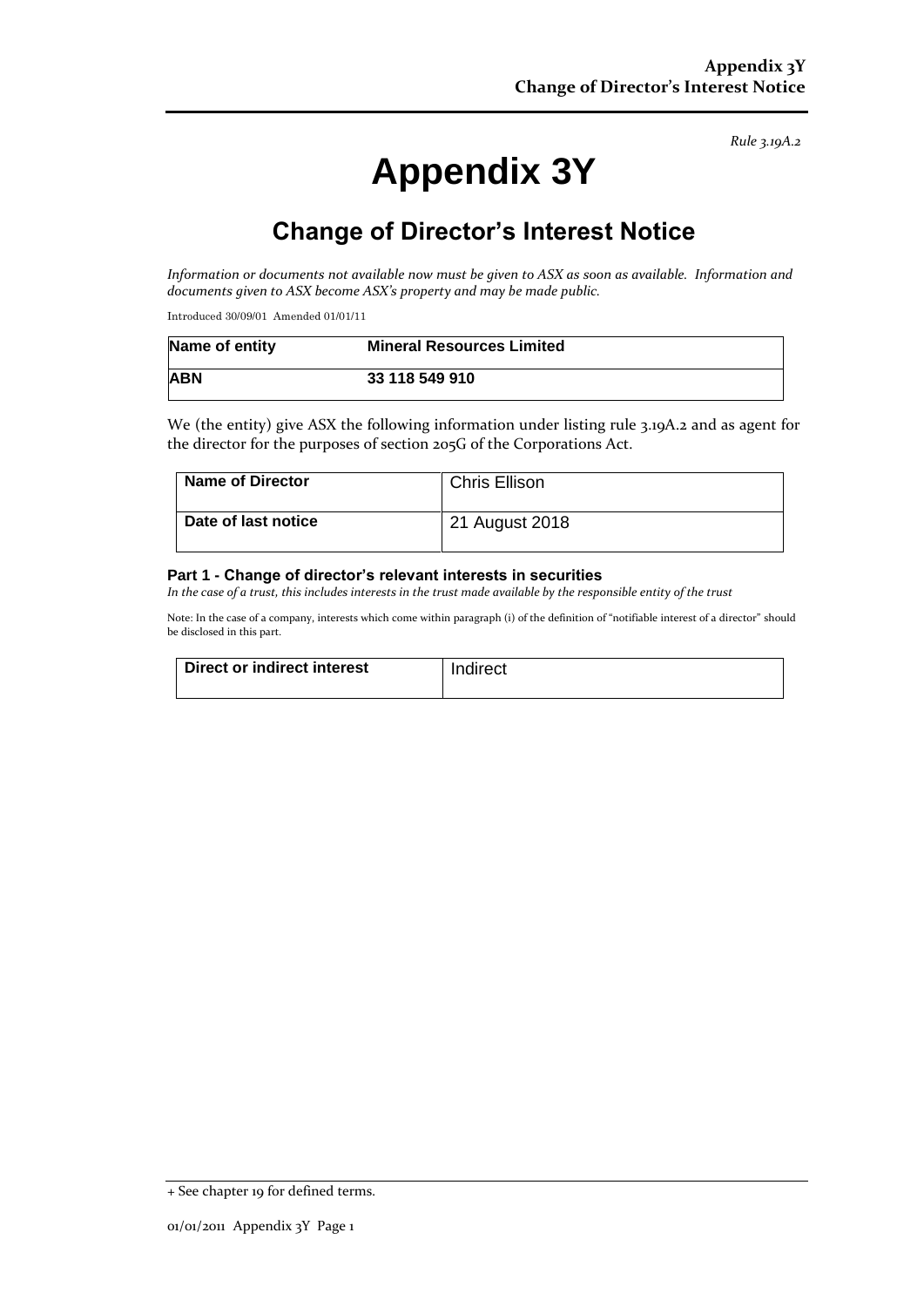*Rule 3.19A.2*

# Appendix 3Y

## Change of Director's Interest Notice

*Information or documents not available now must be given to ASX as soon as available. Information and documents given to ASX become ASX's property and may be made public.*

Introduced 30/09/01 Amended 01/01/11

| Name of entity | Mineral Resources Limited |
|---|---|
| **ABN** | **33 118 549 910** |

We (the entity) give ASX the following information under listing rule 3.19A.2 and as agent for the director for the purposes of section 205G of the Corporations Act.

| Name of Director | Chris Ellison |
|---|---|
| **Date of last notice** | 21 August 2018 |

### Part 1 - Change of director's relevant interests in securities

*In the case of a trust, this includes interests in the trust made available by the responsible entity of the trust*

Note: In the case of a company, interests which come within paragraph (i) of the definition of "notifiable interest of a director" should be disclosed in this part.

| Direct or indirect interest | Indirect |
|---|---|

+ See chapter 19 for defined terms.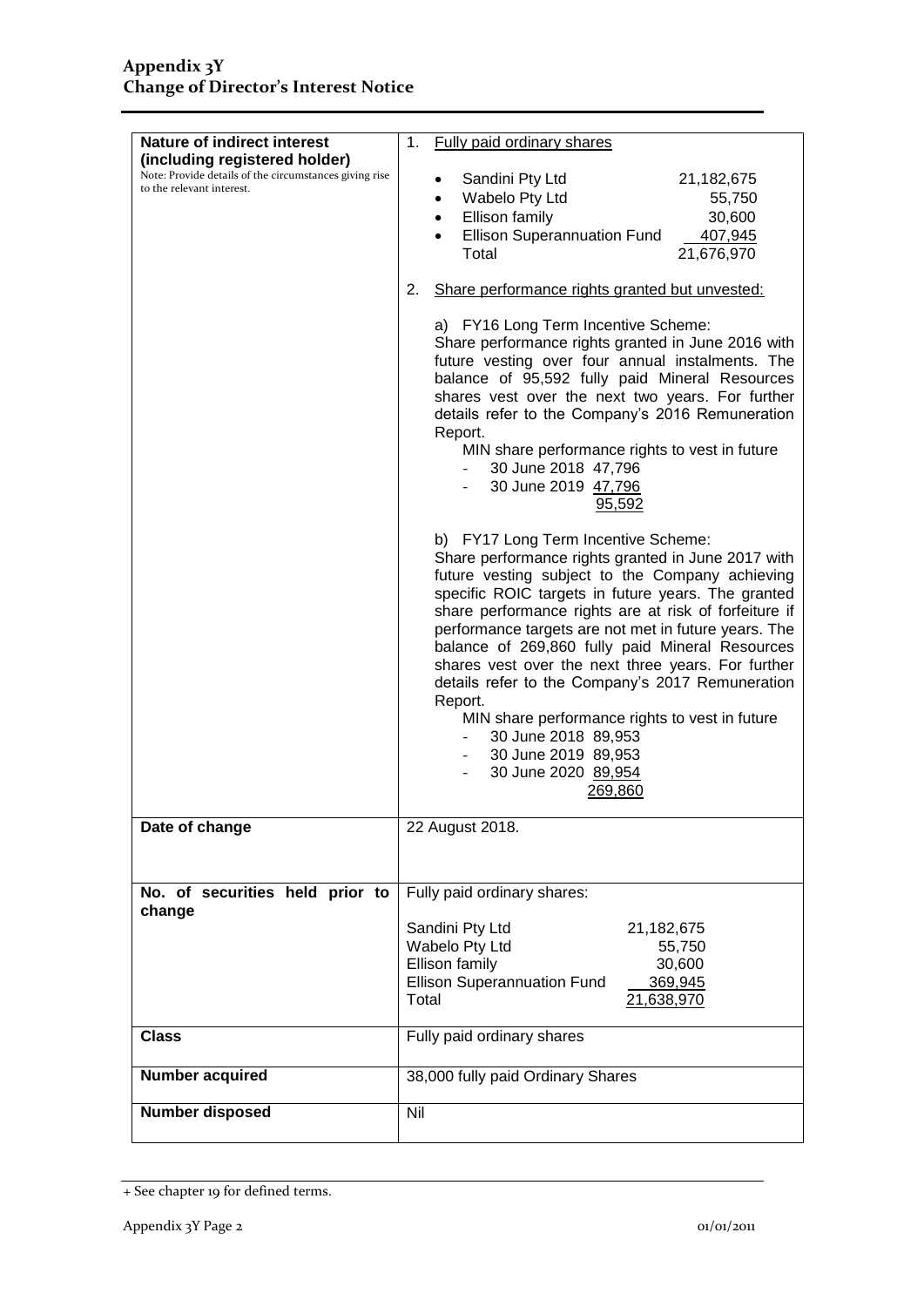## Appendix 3Y
## Change of Director's Interest Notice

| | |
|---|---|
| **Nature of indirect interest (including registered holder)**<br>Note: Provide details of the circumstances giving rise to the relevant interest. | 1. Fully paid ordinary shares<br>• Sandini Pty Ltd 21,182,675<br>• Wabelo Pty Ltd 55,750<br>• Ellison family 30,600<br>• Ellison Superannuation Fund 407,945<br>Total 21,676,970<br><br>2. Share performance rights granted but unvested:<br><br>a) FY16 Long Term Incentive Scheme:<br>Share performance rights granted in June 2016 with future vesting over four annual instalments. The balance of 95,592 fully paid Mineral Resources shares vest over the next two years. For further details refer to the Company's 2016 Remuneration Report.<br>MIN share performance rights to vest in future<br>- 30 June 2018 47,796<br>- 30 June 2019 47,796<br>95,592<br><br>b) FY17 Long Term Incentive Scheme:<br>Share performance rights granted in June 2017 with future vesting subject to the Company achieving specific ROIC targets in future years. The granted share performance rights are at risk of forfeiture if performance targets are not met in future years. The balance of 269,860 fully paid Mineral Resources shares vest over the next three years. For further details refer to the Company's 2017 Remuneration Report.<br>MIN share performance rights to vest in future<br>- 30 June 2018 89,953<br>- 30 June 2019 89,953<br>- 30 June 2020 89,954<br>269,860 |
| **Date of change** | 22 August 2018. |
| **No. of securities held prior to change** | Fully paid ordinary shares:<br><br>Sandini Pty Ltd 21,182,675<br>Wabelo Pty Ltd 55,750<br>Ellison family 30,600<br>Ellison Superannuation Fund 369,945<br>Total 21,638,970 |
| **Class** | Fully paid ordinary shares |
| **Number acquired** | 38,000 fully paid Ordinary Shares |
| **Number disposed** | Nil |

+ See chapter 19 for defined terms.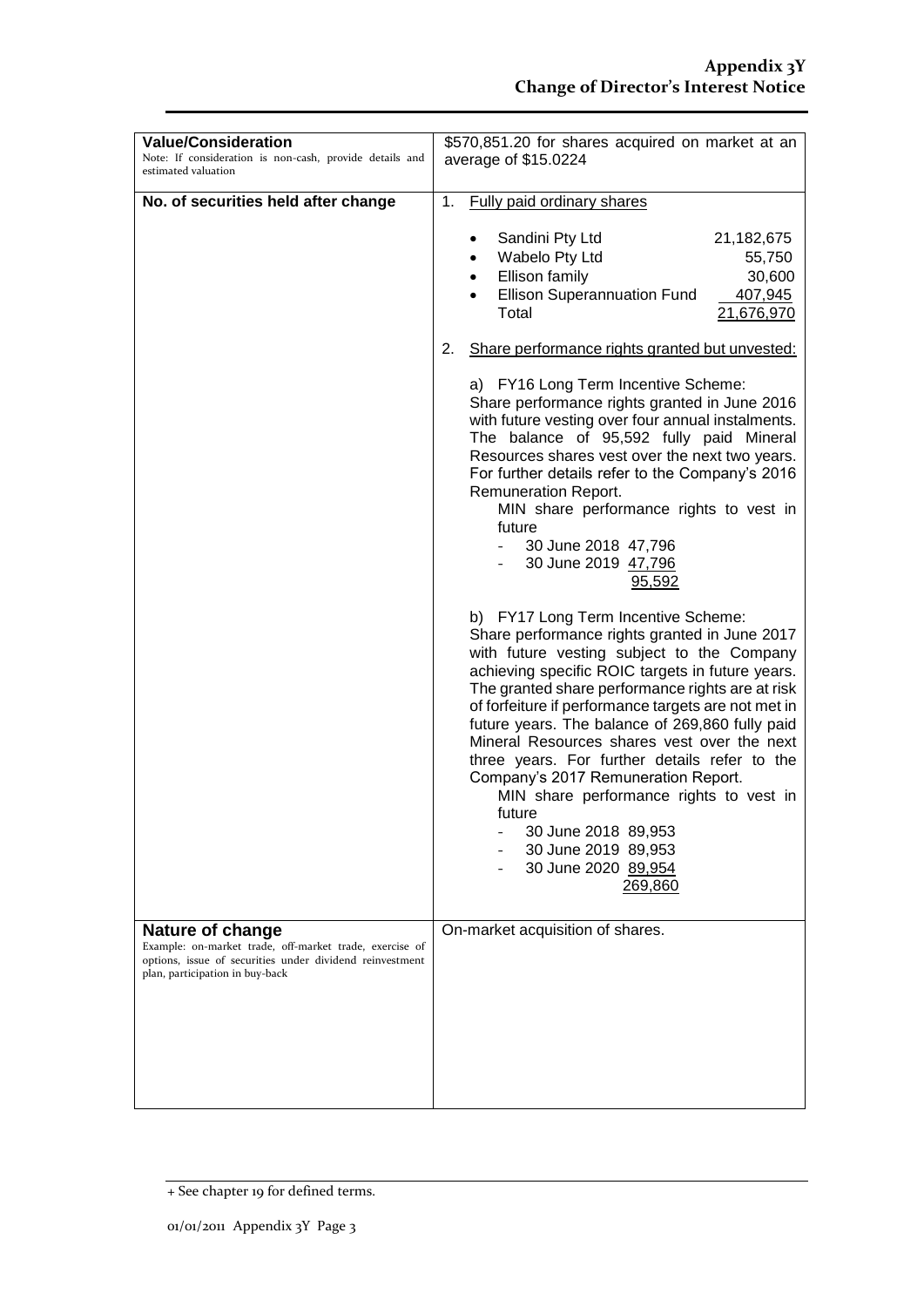| **Value/Consideration**<br>Note: If consideration is non-cash, provide details and estimated valuation | $570,851.20 for shares acquired on market at an average of $15.0224 |
|---|---|
| **No. of securities held after change** | 1. Fully paid ordinary shares<br><br>• Sandini Pty Ltd 21,182,675<br>• Wabelo Pty Ltd 55,750<br>• Ellison family 30,600<br>• Ellison Superannuation Fund 407,945<br>Total 21,676,970<br><br>2. Share performance rights granted but unvested:<br><br>a) FY16 Long Term Incentive Scheme:<br>Share performance rights granted in June 2016 with future vesting over four annual instalments. The balance of 95,592 fully paid Mineral Resources shares vest over the next two years. For further details refer to the Company's 2016 Remuneration Report.<br>MIN share performance rights to vest in future<br>- 30 June 2018 47,796<br>- 30 June 2019 47,796<br>95,592<br><br>b) FY17 Long Term Incentive Scheme:<br>Share performance rights granted in June 2017 with future vesting subject to the Company achieving specific ROIC targets in future years. The granted share performance rights are at risk of forfeiture if performance targets are not met in future years. The balance of 269,860 fully paid Mineral Resources shares vest over the next three years. For further details refer to the Company's 2017 Remuneration Report.<br>MIN share performance rights to vest in future<br>- 30 June 2018 89,953<br>- 30 June 2019 89,953<br>- 30 June 2020 89,954<br>269,860 |
| **Nature of change**<br>Example: on-market trade, off-market trade, exercise of options, issue of securities under dividend reinvestment plan, participation in buy-back | On-market acquisition of shares. |

+ See chapter 19 for defined terms.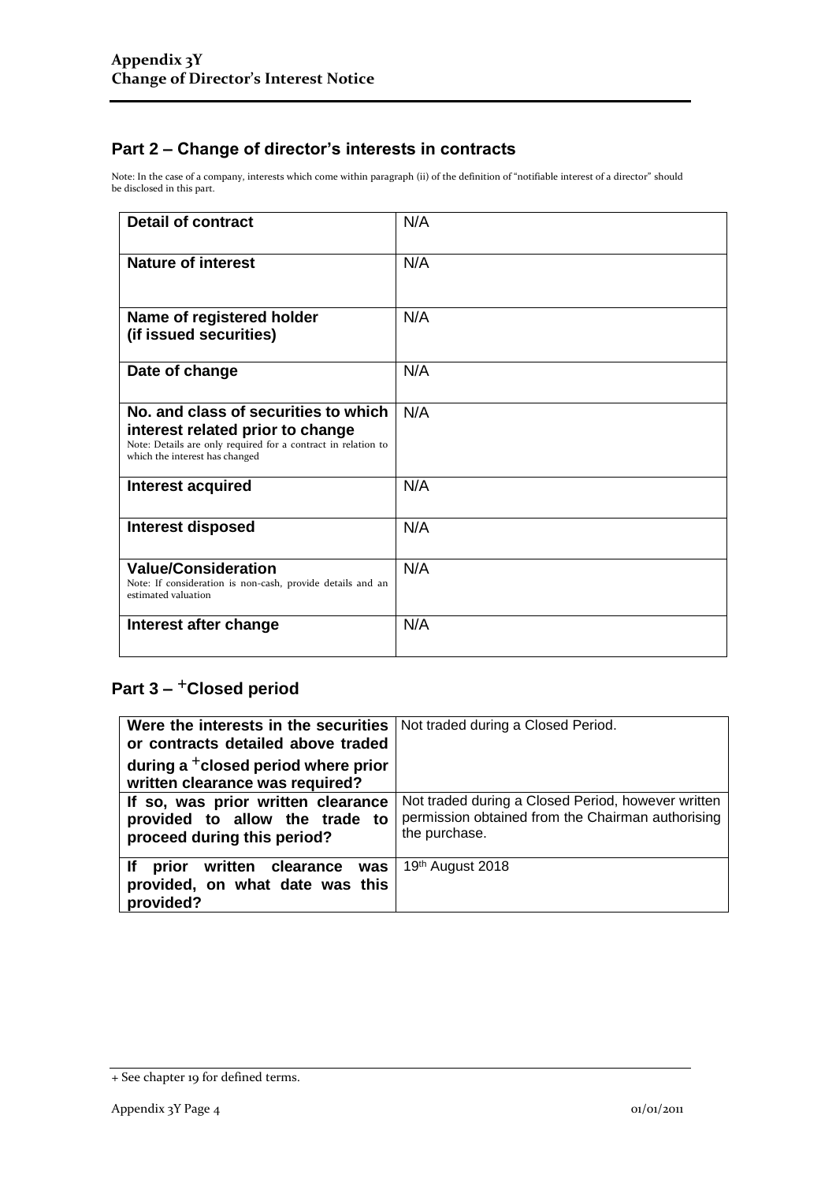## Part 2 – Change of director's interests in contracts

Note: In the case of a company, interests which come within paragraph (ii) of the definition of "notifiable interest of a director" should be disclosed in this part.

| | |
|---|---|
| **Detail of contract** | N/A |
| **Nature of interest** | N/A |
| **Name of registered holder (if issued securities)** | N/A |
| **Date of change** | N/A |
| **No. and class of securities to which interest related prior to change** Note: Details are only required for a contract in relation to which the interest has changed | N/A |
| **Interest acquired** | N/A |
| **Interest disposed** | N/A |
| **Value/Consideration** Note: If consideration is non-cash, provide details and an estimated valuation | N/A |
| **Interest after change** | N/A |

## Part 3 – +Closed period

| | |
|---|---|
| **Were the interests in the securities or contracts detailed above traded during a +closed period where prior written clearance was required?** | Not traded during a Closed Period. |
| **If so, was prior written clearance provided to allow the trade to proceed during this period?** | Not traded during a Closed Period, however written permission obtained from the Chairman authorising the purchase. |
| **If prior written clearance was provided, on what date was this provided?** | 19th August 2018 |

+ See chapter 19 for defined terms.